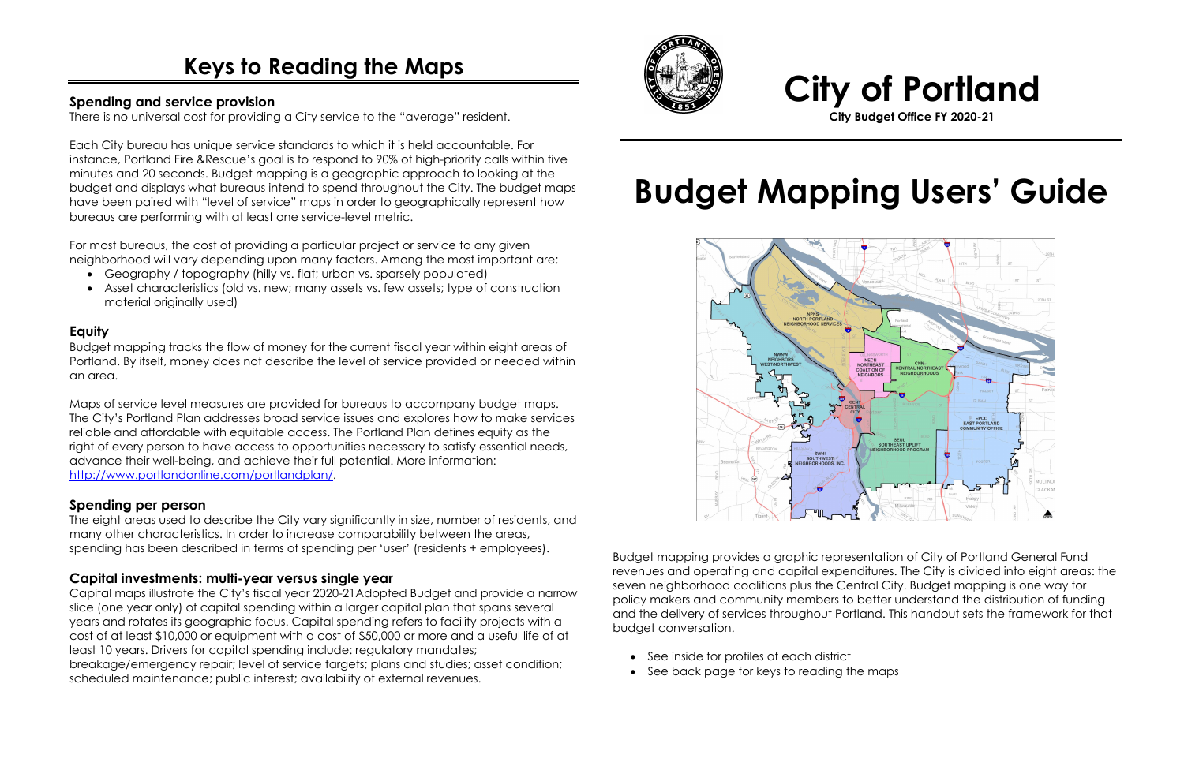# City of Portland

**City Budget Office FY 2020-21**

# Budget Mapping Users' Guide

Budget mapping provides a graphic representation of City of Portland General Fund revenues and operating and capital expenditures. The City is divided into eight areas: the seven neighborhood coalitions plus the Central City. Budget mapping is one way for policy makers and community members to better understand the distribution of funding and the delivery of services throughout Portland. This handout sets the framework for that budget conversation.

- See inside for profiles of each district
- See back page for keys to reading the maps

## Keys to Reading the Maps

### Spending and service provision

There is no universal cost for providing a City service to the "average" resident.

Each City bureau has unique service standards to which it is held accountable. For instance, Portland Fire &Rescue's goal is to respond to 90% of high-priority calls within five minutes and 20 seconds. Budget mapping is a geographic approach to looking at the budget and displays what bureaus intend to spend throughout the City. The budget maps have been paired with "level of service" maps in order to geographically represent how bureaus are performing with at least one service-level metric.

For most bureaus, the cost of providing a particular project or service to any given neighborhood will vary depending upon many factors. Among the most important are:

- Geography / topography (hilly vs. flat; urban vs. sparsely populated)
- Asset characteristics (old vs. new; many assets vs. few assets; type of construction material originally used)

### Equity

Budget mapping tracks the flow of money for the current fiscal year within eight areas of Portland. By itself, money does not describe the level of service provided or needed within an area.

Maps of service level measures are provided for bureaus to accompany budget maps. The City's Portland Plan addresses broad service issues and explores how to make services reliable and affordable with equitable access. The Portland Plan defines equity as the right of every person to have access to opportunities necessary to satisfy essential needs, advance their well-being, and achieve their full potential. More information: [http://www.portlandonline.com/portlandplan/](http://www.portlandonline.com/portlandplan/).

### Spending per person

The eight areas used to describe the City vary significantly in size, number of residents, and many other characteristics. In order to increase comparability between the areas, spending has been described in terms of spending per 'user' (residents + employees).

### Capital investments: multi-year versus single year

Capital maps illustrate the City's fiscal year 2020-21Adopted Budget and provide a narrow slice (one year only) of capital spending within a larger capital plan that spans several years and rotates its geographic focus. Capital spending refers to facility projects with a cost of at least $10,000 or equipment with a cost of $50,000 or more and a useful life of at least 10 years. Drivers for capital spending include: regulatory mandates; breakage/emergency repair; level of service targets; plans and studies; asset condition; scheduled maintenance; public interest; availability of external revenues.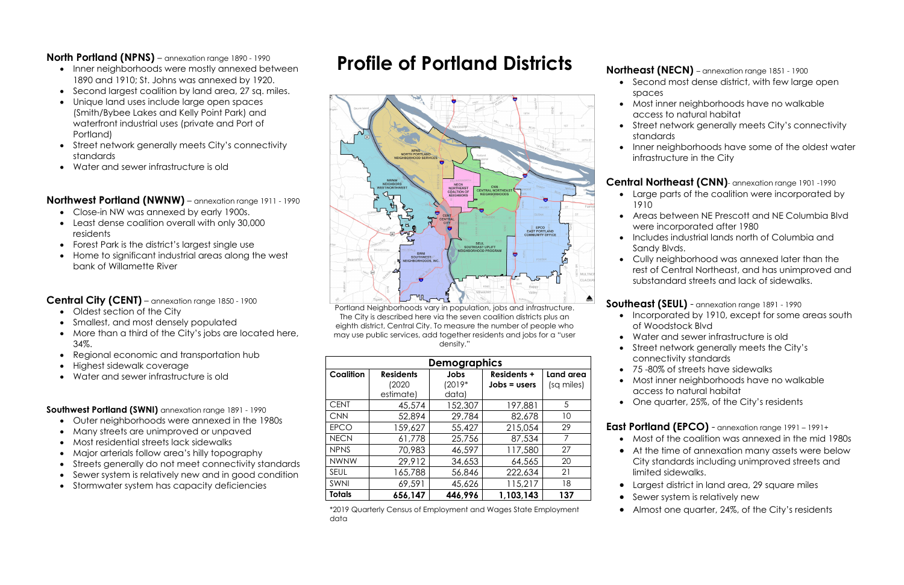# Profile of Portland Districts

## North Portland (NPNS) – annexation range 1890 - 1990

- Inner neighborhoods were mostly annexed between 1890 and 1910; St. Johns was annexed by 1920.
- Second largest coalition by land area, 27 sq. miles.
- Unique land uses include large open spaces (Smith/Bybee Lakes and Kelly Point Park) and waterfront industrial uses (private and Port of Portland)
- Street network generally meets City's connectivity standards
- Water and sewer infrastructure is old

## Northwest Portland (NWNW) – annexation range 1911 - 1990

- Close-in NW was annexed by early 1900s.
- Least dense coalition overall with only 30,000 residents
- Forest Park is the district's largest single use
- Home to significant industrial areas along the west bank of Willamette River

## Central City (CENT) – annexation range 1850 - 1900

- Oldest section of the City
- Smallest, and most densely populated
- More than a third of the City's jobs are located here, 34%.
- Regional economic and transportation hub
- Highest sidewalk coverage
- Water and sewer infrastructure is old

## Southwest Portland (SWNI) annexation range 1891 - 1990

- Outer neighborhoods were annexed in the 1980s
- Many streets are unimproved or unpaved
- Most residential streets lack sidewalks
- Major arterials follow area's hilly topography
- Streets generally do not meet connectivity standards
- Sewer system is relatively new and in good condition
- Stormwater system has capacity deficiencies

Portland Neighborhoods vary in population, jobs and infrastructure. The City is described here via the seven coalition districts plus an eighth district, Central City. To measure the number of people who may use public services, add together residents and jobs for a "user density."

| Demographics | | | | |
|---|---|---|---|---|
| Coalition | Residents (2020 estimate) | Jobs (2019* data) | Residents + Jobs = users | Land area (sq miles) |
| CENT | 45,574 | 152,307 | 197,881 | 5 |
| CNN | 52,894 | 29,784 | 82,678 | 10 |
| EPCO | 159,627 | 55,427 | 215,054 | 29 |
| NECN | 61,778 | 25,756 | 87,534 | 7 |
| NPNS | 70,983 | 46,597 | 117,580 | 27 |
| NWNW | 29,912 | 34,653 | 64,565 | 20 |
| SEUL | 165,788 | 56,846 | 222,634 | 21 |
| SWNI | 69,591 | 45,626 | 115,217 | 18 |
| **Totals** | **656,147** | **446,996** | **1,103,143** | **137** |

*2019 Quarterly Census of Employment and Wages State Employment data

## Northeast (NECN) – annexation range 1851 - 1900

- Second most dense district, with few large open spaces
- Most inner neighborhoods have no walkable access to natural habitat
- Street network generally meets City's connectivity standards
- Inner neighborhoods have some of the oldest water infrastructure in the City

## Central Northeast (CNN)- annexation range 1901 -1990

- Large parts of the coalition were incorporated by 1910
- Areas between NE Prescott and NE Columbia Blvd were incorporated after 1980
- Includes industrial lands north of Columbia and Sandy Blvds.
- Cully neighborhood was annexed later than the rest of Central Northeast, and has unimproved and substandard streets and lack of sidewalks.

## Southeast (SEUL) - annexation range 1891 - 1990

- Incorporated by 1910, except for some areas south of Woodstock Blvd
- Water and sewer infrastructure is old
- Street network generally meets the City's connectivity standards
- 75 -80% of streets have sidewalks
- Most inner neighborhoods have no walkable access to natural habitat
- One quarter, 25%, of the City's residents

## East Portland (EPCO) - annexation range 1991 – 1991+

- Most of the coalition was annexed in the mid 1980s
- At the time of annexation many assets were below City standards including unimproved streets and limited sidewalks.
- Largest district in land area, 29 square miles
- Sewer system is relatively new
- Almost one quarter, 24%, of the City's residents